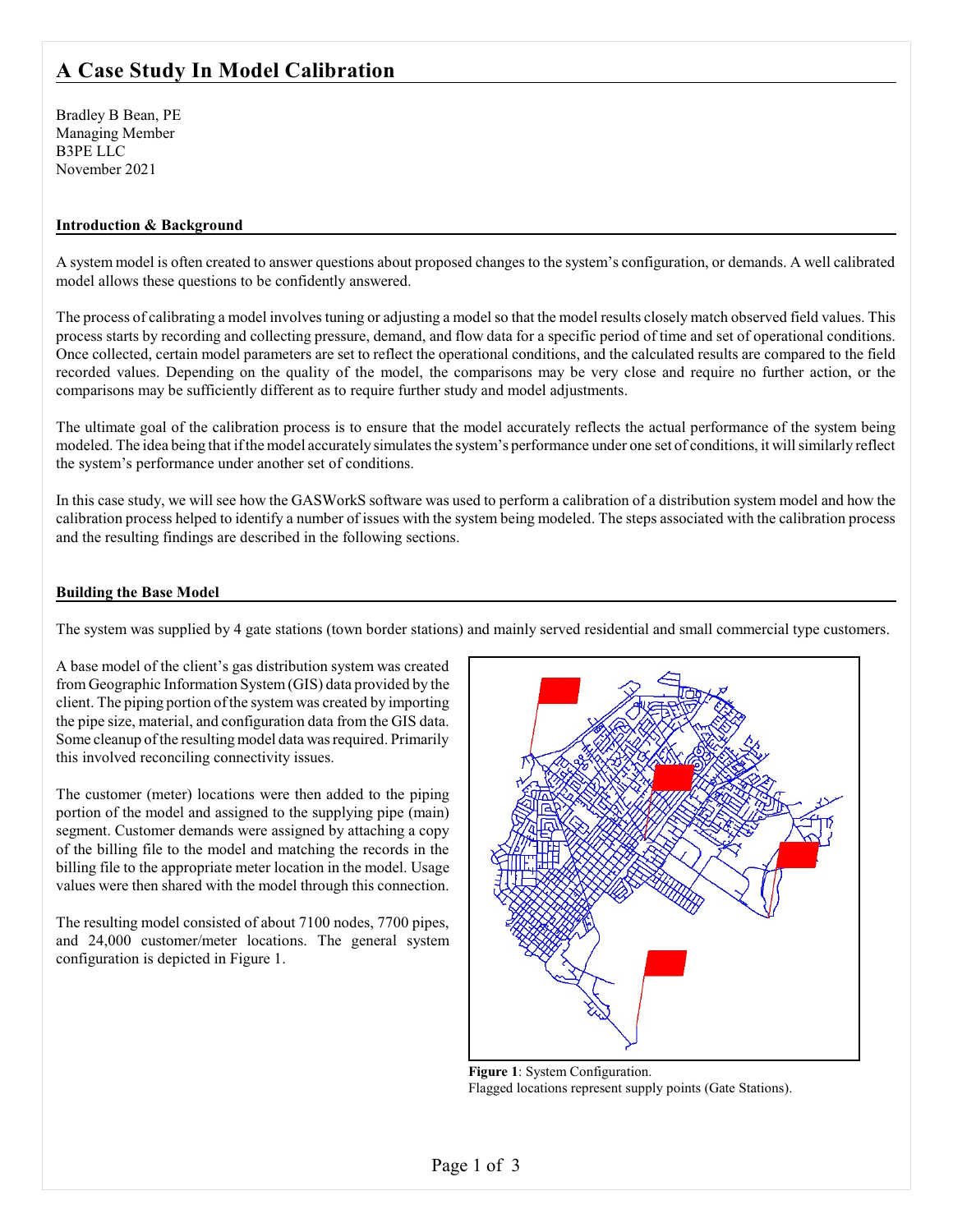# A Case Study In Model Calibration

Bradley B Bean, PE
Managing Member
B3PE LLC
November 2021

## Introduction & Background

A system model is often created to answer questions about proposed changes to the system's configuration, or demands. A well calibrated model allows these questions to be confidently answered.

The process of calibrating a model involves tuning or adjusting a model so that the model results closely match observed field values. This process starts by recording and collecting pressure, demand, and flow data for a specific period of time and set of operational conditions. Once collected, certain model parameters are set to reflect the operational conditions, and the calculated results are compared to the field recorded values. Depending on the quality of the model, the comparisons may be very close and require no further action, or the comparisons may be sufficiently different as to require further study and model adjustments.

The ultimate goal of the calibration process is to ensure that the model accurately reflects the actual performance of the system being modeled. The idea being that if the model accurately simulates the system's performance under one set of conditions, it will similarly reflect the system's performance under another set of conditions.

In this case study, we will see how the GASWorkS software was used to perform a calibration of a distribution system model and how the calibration process helped to identify a number of issues with the system being modeled. The steps associated with the calibration process and the resulting findings are described in the following sections.

## Building the Base Model

The system was supplied by 4 gate stations (town border stations) and mainly served residential and small commercial type customers.

A base model of the client's gas distribution system was created from Geographic Information System (GIS) data provided by the client. The piping portion of the system was created by importing the pipe size, material, and configuration data from the GIS data. Some cleanup of the resulting model data was required. Primarily this involved reconciling connectivity issues.

The customer (meter) locations were then added to the piping portion of the model and assigned to the supplying pipe (main) segment. Customer demands were assigned by attaching a copy of the billing file to the model and matching the records in the billing file to the appropriate meter location in the model. Usage values were then shared with the model through this connection.

The resulting model consisted of about 7100 nodes, 7700 pipes, and 24,000 customer/meter locations. The general system configuration is depicted in Figure 1.

**Figure 1**: System Configuration.
Flagged locations represent supply points (Gate Stations).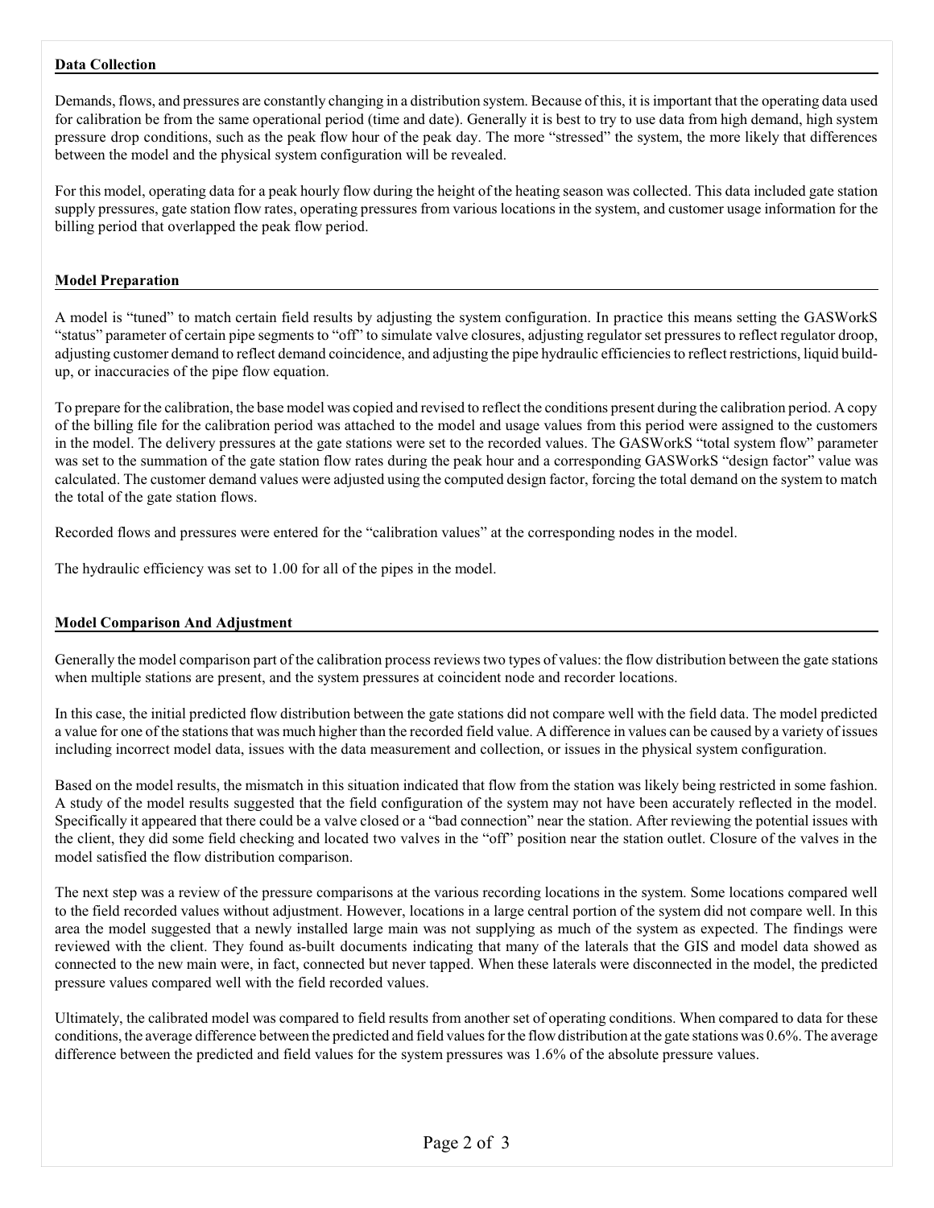## Data Collection

Demands, flows, and pressures are constantly changing in a distribution system. Because of this, it is important that the operating data used for calibration be from the same operational period (time and date). Generally it is best to try to use data from high demand, high system pressure drop conditions, such as the peak flow hour of the peak day. The more "stressed" the system, the more likely that differences between the model and the physical system configuration will be revealed.

For this model, operating data for a peak hourly flow during the height of the heating season was collected. This data included gate station supply pressures, gate station flow rates, operating pressures from various locations in the system, and customer usage information for the billing period that overlapped the peak flow period.

## Model Preparation

A model is "tuned" to match certain field results by adjusting the system configuration. In practice this means setting the GASWorkS "status" parameter of certain pipe segments to "off" to simulate valve closures, adjusting regulator set pressures to reflect regulator droop, adjusting customer demand to reflect demand coincidence, and adjusting the pipe hydraulic efficiencies to reflect restrictions, liquid build-up, or inaccuracies of the pipe flow equation.

To prepare for the calibration, the base model was copied and revised to reflect the conditions present during the calibration period. A copy of the billing file for the calibration period was attached to the model and usage values from this period were assigned to the customers in the model. The delivery pressures at the gate stations were set to the recorded values. The GASWorkS "total system flow" parameter was set to the summation of the gate station flow rates during the peak hour and a corresponding GASWorkS "design factor" value was calculated. The customer demand values were adjusted using the computed design factor, forcing the total demand on the system to match the total of the gate station flows.

Recorded flows and pressures were entered for the "calibration values" at the corresponding nodes in the model.

The hydraulic efficiency was set to 1.00 for all of the pipes in the model.

## Model Comparison And Adjustment

Generally the model comparison part of the calibration process reviews two types of values: the flow distribution between the gate stations when multiple stations are present, and the system pressures at coincident node and recorder locations.

In this case, the initial predicted flow distribution between the gate stations did not compare well with the field data. The model predicted a value for one of the stations that was much higher than the recorded field value. A difference in values can be caused by a variety of issues including incorrect model data, issues with the data measurement and collection, or issues in the physical system configuration.

Based on the model results, the mismatch in this situation indicated that flow from the station was likely being restricted in some fashion. A study of the model results suggested that the field configuration of the system may not have been accurately reflected in the model. Specifically it appeared that there could be a valve closed or a "bad connection" near the station. After reviewing the potential issues with the client, they did some field checking and located two valves in the "off" position near the station outlet. Closure of the valves in the model satisfied the flow distribution comparison.

The next step was a review of the pressure comparisons at the various recording locations in the system. Some locations compared well to the field recorded values without adjustment. However, locations in a large central portion of the system did not compare well. In this area the model suggested that a newly installed large main was not supplying as much of the system as expected. The findings were reviewed with the client. They found as-built documents indicating that many of the laterals that the GIS and model data showed as connected to the new main were, in fact, connected but never tapped. When these laterals were disconnected in the model, the predicted pressure values compared well with the field recorded values.

Ultimately, the calibrated model was compared to field results from another set of operating conditions. When compared to data for these conditions, the average difference between the predicted and field values for the flow distribution at the gate stations was 0.6%. The average difference between the predicted and field values for the system pressures was 1.6% of the absolute pressure values.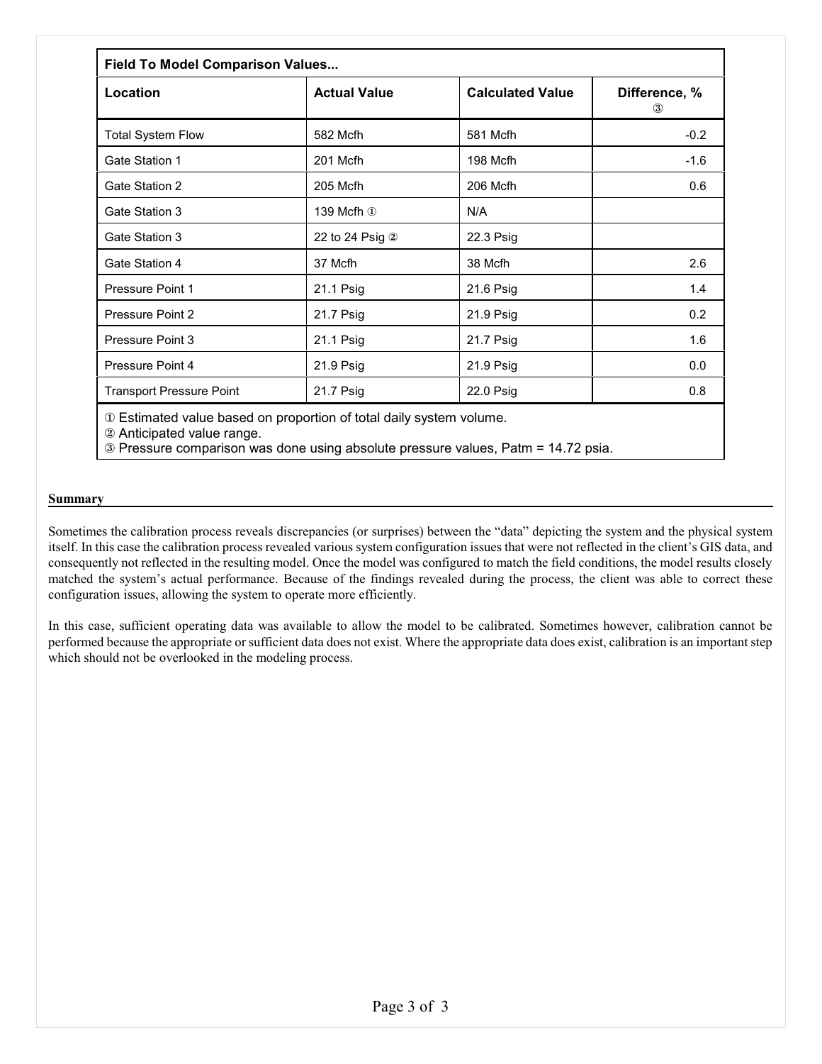| Field To Model Comparison Values... | | | |
|---|---|---|---|
| **Location** | **Actual Value** | **Calculated Value** | **Difference, %** ③ |
| Total System Flow | 582 Mcfh | 581 Mcfh | -0.2 |
| Gate Station 1 | 201 Mcfh | 198 Mcfh | -1.6 |
| Gate Station 2 | 205 Mcfh | 206 Mcfh | 0.6 |
| Gate Station 3 | 139 Mcfh ① | N/A | |
| Gate Station 3 | 22 to 24 Psig ② | 22.3 Psig | |
| Gate Station 4 | 37 Mcfh | 38 Mcfh | 2.6 |
| Pressure Point 1 | 21.1 Psig | 21.6 Psig | 1.4 |
| Pressure Point 2 | 21.7 Psig | 21.9 Psig | 0.2 |
| Pressure Point 3 | 21.1 Psig | 21.7 Psig | 1.6 |
| Pressure Point 4 | 21.9 Psig | 21.9 Psig | 0.0 |
| Transport Pressure Point | 21.7 Psig | 22.0 Psig | 0.8 |

① Estimated value based on proportion of total daily system volume.
② Anticipated value range.
③ Pressure comparison was done using absolute pressure values, Patm = 14.72 psia.

## Summary

Sometimes the calibration process reveals discrepancies (or surprises) between the "data" depicting the system and the physical system itself. In this case the calibration process revealed various system configuration issues that were not reflected in the client's GIS data, and consequently not reflected in the resulting model. Once the model was configured to match the field conditions, the model results closely matched the system's actual performance. Because of the findings revealed during the process, the client was able to correct these configuration issues, allowing the system to operate more efficiently.

In this case, sufficient operating data was available to allow the model to be calibrated. Sometimes however, calibration cannot be performed because the appropriate or sufficient data does not exist. Where the appropriate data does exist, calibration is an important step which should not be overlooked in the modeling process.